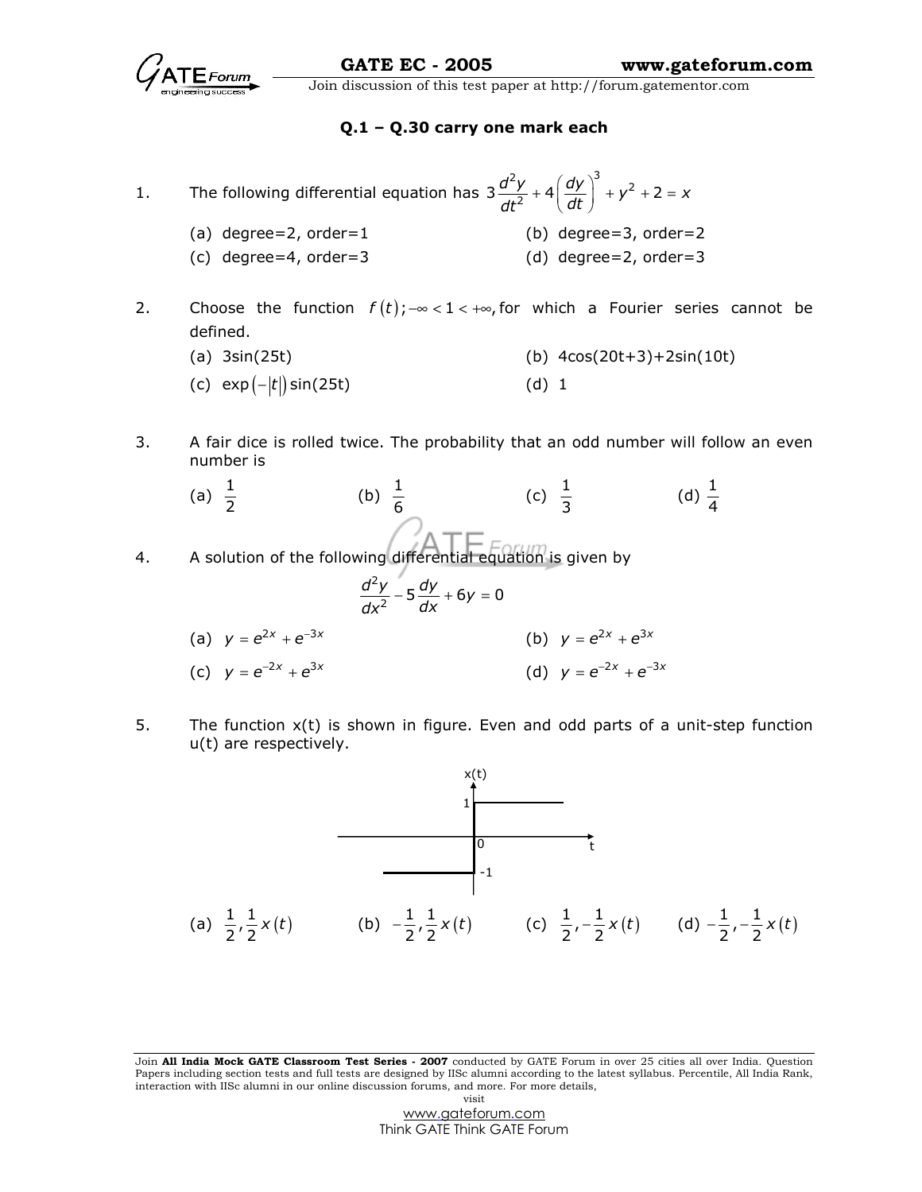**Q.1 – Q.30 carry one mark each**

1. The following differential equation has $3\frac{d^2y}{dt^2} + 4\left(\frac{dy}{dt}\right)^3 + y^2 + 2 = x$

   (a) degree=2, order=1  
   (b) degree=3, order=2  
   (c) degree=4, order=3  
   (d) degree=2, order=3

2. Choose the function $f(t); -\infty < 1 < +\infty$, for which a Fourier series cannot be defined.

   (a) 3sin(25t)  
   (b) 4cos(20t+3)+2sin(10t)  
   (c) $\exp(-|t|)\sin(25t)$  
   (d) 1

3. A fair dice is rolled twice. The probability that an odd number will follow an even number is

   (a) $\frac{1}{2}$  
   (b) $\frac{1}{6}$  
   (c) $\frac{1}{3}$  
   (d) $\frac{1}{4}$

4. A solution of the following differential equation is given by

$$\frac{d^2y}{dx^2} - 5\frac{dy}{dx} + 6y = 0$$

   (a) $y = e^{2x} + e^{-3x}$  
   (b) $y = e^{2x} + e^{3x}$  
   (c) $y = e^{-2x} + e^{3x}$  
   (d) $y = e^{-2x} + e^{-3x}$

5. The function x(t) is shown in figure. Even and odd parts of a unit-step function u(t) are respectively.

   (a) $\frac{1}{2}, \frac{1}{2}x(t)$  
   (b) $-\frac{1}{2}, \frac{1}{2}x(t)$  
   (c) $\frac{1}{2}, -\frac{1}{2}x(t)$  
   (d) $-\frac{1}{2}, -\frac{1}{2}x(t)$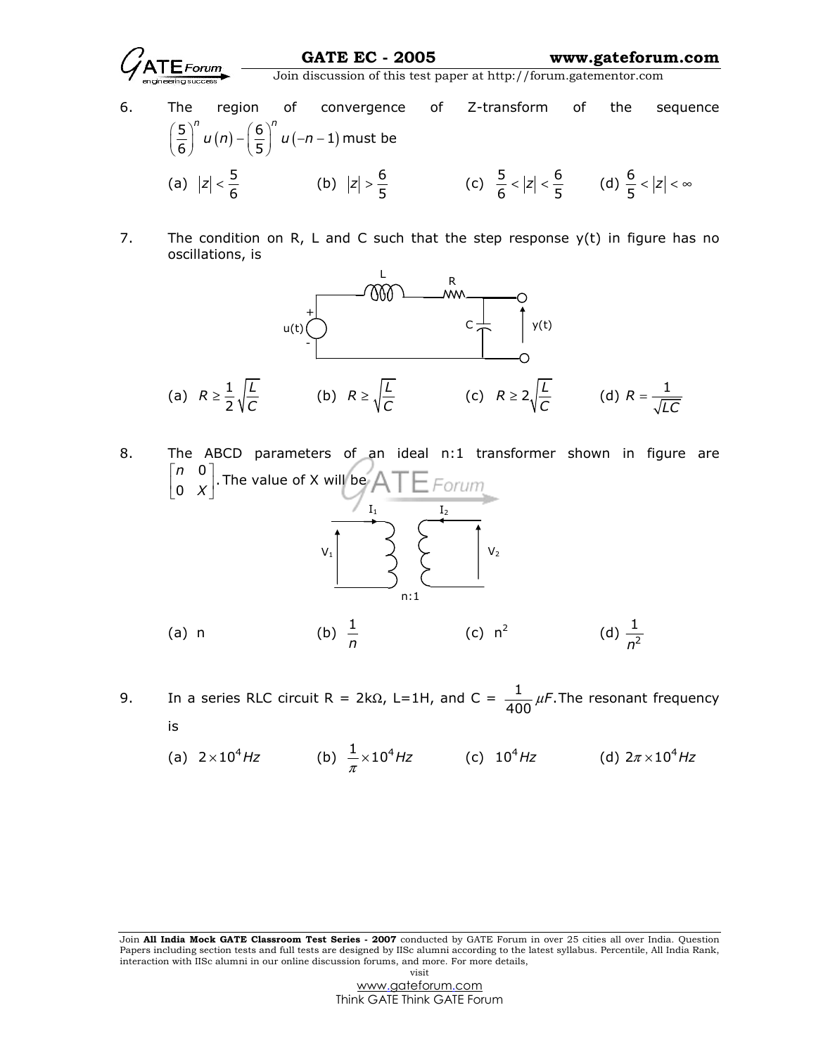6. The region of convergence of Z-transform of the sequence $\left(\frac{5}{6}\right)^n u(n) - \left(\frac{6}{5}\right)^n u(-n-1)$ must be

   (a) $|z| < \frac{5}{6}$ (b) $|z| > \frac{6}{5}$ (c) $\frac{5}{6} < |z| < \frac{6}{5}$ (d) $\frac{6}{5} < |z| < \infty$

7. The condition on R, L and C such that the step response y(t) in figure has no oscillations, is

   (a) $R \geq \frac{1}{2}\sqrt{\frac{L}{C}}$ (b) $R \geq \sqrt{\frac{L}{C}}$ (c) $R \geq 2\sqrt{\frac{L}{C}}$ (d) $R = \frac{1}{\sqrt{LC}}$

8. The ABCD parameters of an ideal n:1 transformer shown in figure are $\begin{bmatrix} n & 0 \\ 0 & X \end{bmatrix}$. The value of X will be

   (a) n (b) $\frac{1}{n}$ (c) $n^2$ (d) $\frac{1}{n^2}$

9. In a series RLC circuit R = 2kΩ, L=1H, and C = $\frac{1}{400}\mu F$. The resonant frequency is

   (a) $2 \times 10^4 Hz$ (b) $\frac{1}{\pi} \times 10^4 Hz$ (c) $10^4 Hz$ (d) $2\pi \times 10^4 Hz$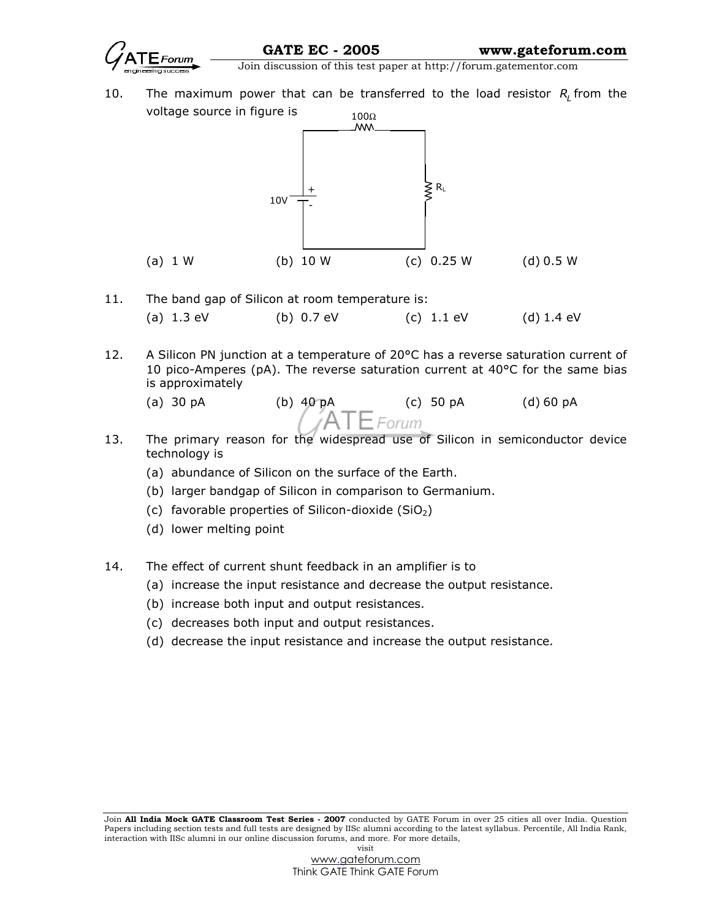10. The maximum power that can be transferred to the load resistor $R_L$ from the voltage source in figure is

    (a) 1 W  (b) 10 W  (c) 0.25 W  (d) 0.5 W

11. The band gap of Silicon at room temperature is:

    (a) 1.3 eV  (b) 0.7 eV  (c) 1.1 eV  (d) 1.4 eV

12. A Silicon PN junction at a temperature of 20°C has a reverse saturation current of 10 pico-Amperes (pA). The reverse saturation current at 40°C for the same bias is approximately

    (a) 30 pA  (b) 40 pA  (c) 50 pA  (d) 60 pA

13. The primary reason for the widespread use of Silicon in semiconductor device technology is

    (a) abundance of Silicon on the surface of the Earth.
    (b) larger bandgap of Silicon in comparison to Germanium.
    (c) favorable properties of Silicon-dioxide ($SiO_2$)
    (d) lower melting point

14. The effect of current shunt feedback in an amplifier is to

    (a) increase the input resistance and decrease the output resistance.
    (b) increase both input and output resistances.
    (c) decreases both input and output resistances.
    (d) decrease the input resistance and increase the output resistance.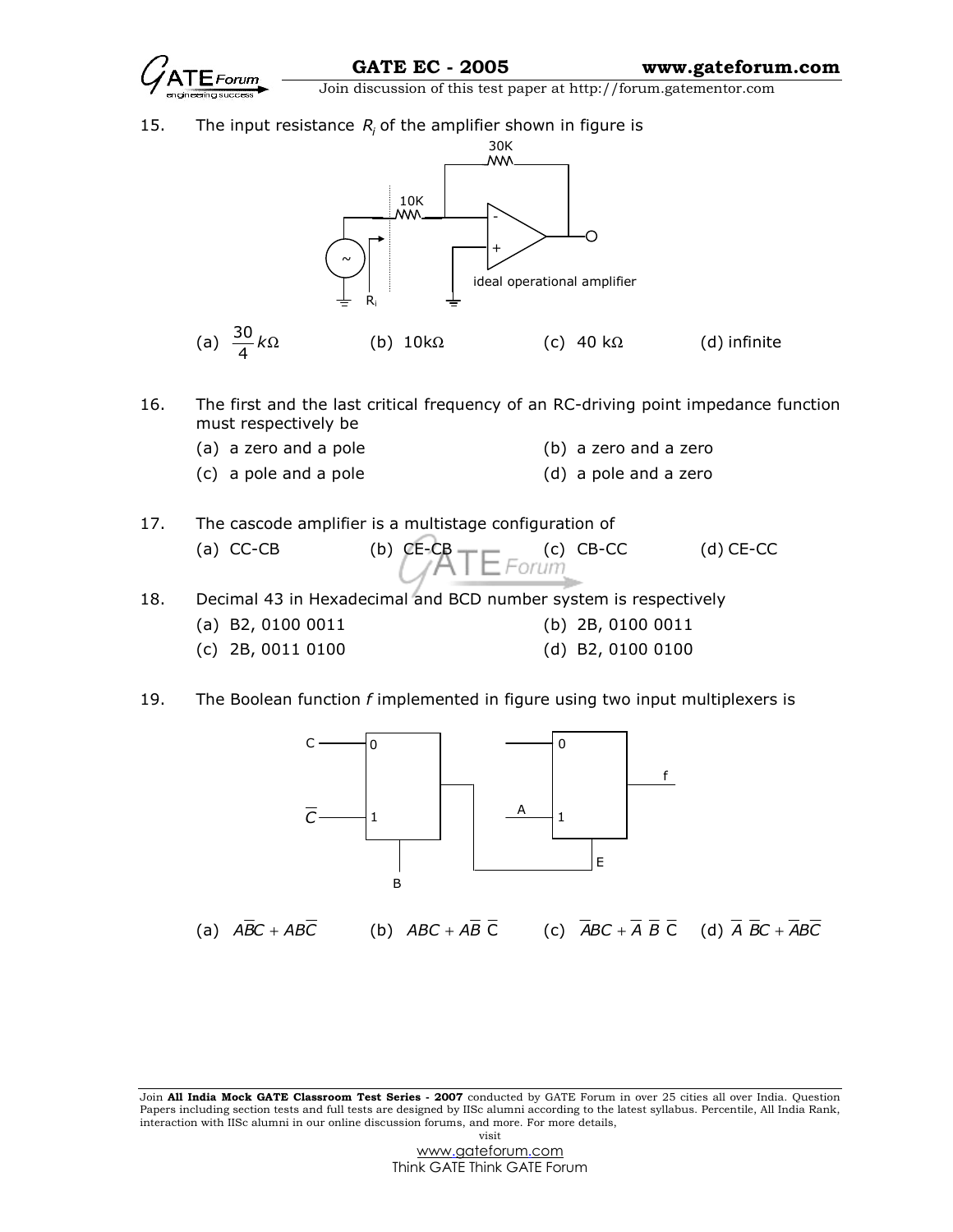15. The input resistance $R_i$ of the amplifier shown in figure is

(a) $\frac{30}{4}k\Omega$ (b) $10k\Omega$ (c) $40\ k\Omega$ (d) infinite

16. The first and the last critical frequency of an RC-driving point impedance function must respectively be

(a) a zero and a pole
(b) a zero and a zero
(c) a pole and a pole
(d) a pole and a zero

17. The cascode amplifier is a multistage configuration of

(a) CC-CB (b) CE-CB (c) CB-CC (d) CE-CC

18. Decimal 43 in Hexadecimal and BCD number system is respectively

(a) B2, 0100 0011
(b) 2B, 0100 0011
(c) 2B, 0011 0100
(d) B2, 0100 0100

19. The Boolean function *f* implemented in figure using two input multiplexers is

(a) $A\overline{B}C + AB\overline{C}$ (b) $ABC + A\overline{B}\ \overline{C}$ (c) $\overline{A}BC + \overline{A}\ \overline{B}\ \overline{C}$ (d) $\overline{A}\ \overline{B}C + \overline{A}B\overline{C}$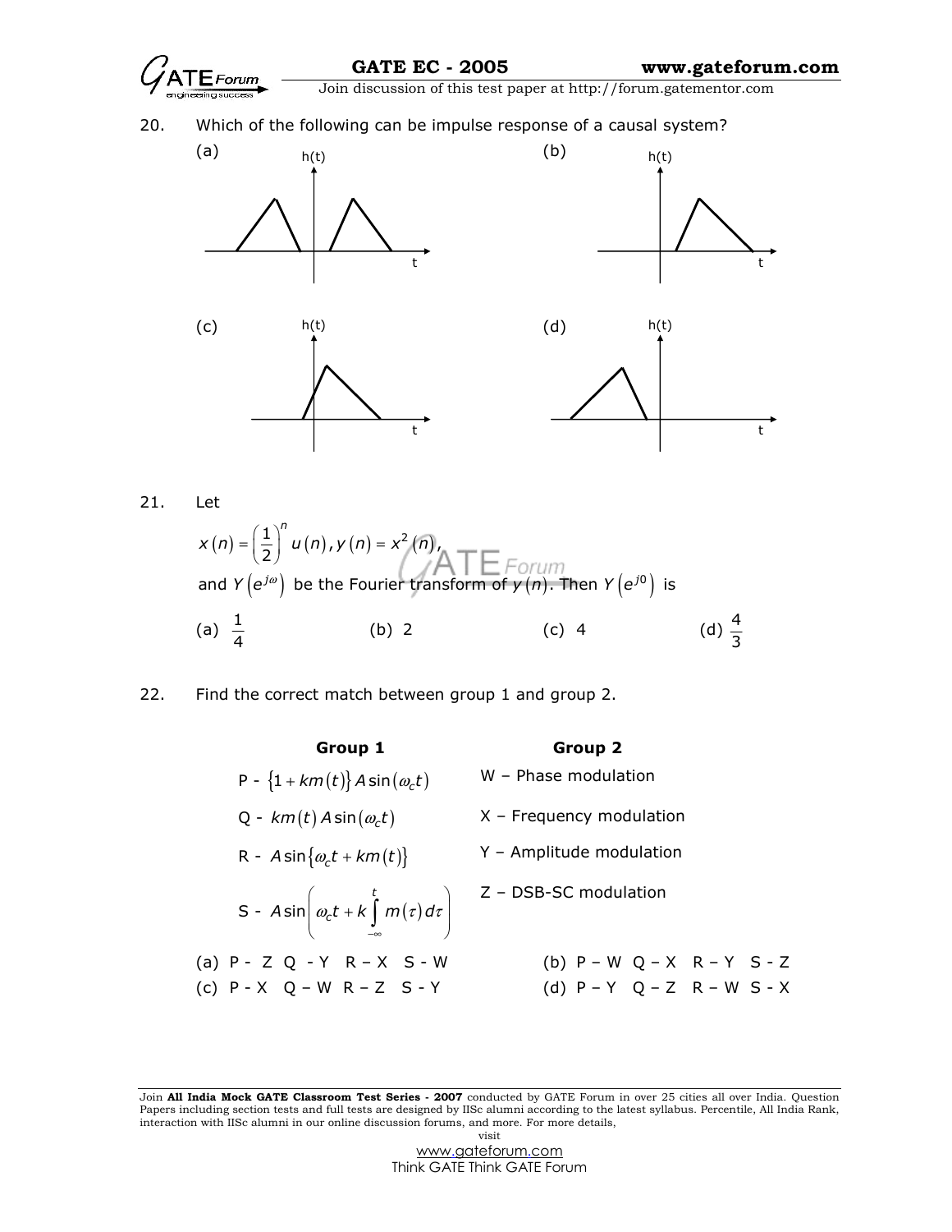20. Which of the following can be impulse response of a causal system?

(a)

(b)

(c)

(d)

21. Let

$x(n) = \left(\frac{1}{2}\right)^n u(n), y(n) = x^2(n),$

and $Y(e^{j\omega})$ be the Fourier transform of $y(n)$. Then $Y(e^{j0})$ is

(a) $\frac{1}{4}$  (b) 2  (c) 4  (d) $\frac{4}{3}$

22. Find the correct match between group 1 and group 2.

| Group 1 | Group 2 |
|---|---|
| P - $\{1 + km(t)\} A \sin(\omega_c t)$ | W – Phase modulation |
| Q - $km(t) A \sin(\omega_c t)$ | X – Frequency modulation |
| R - $A \sin\{\omega_c t + km(t)\}$ | Y – Amplitude modulation |
| S - $A \sin\left(\omega_c t + k\int_{-\infty}^{t} m(\tau) d\tau\right)$ | Z – DSB-SC modulation |

(a) P - Z Q - Y R – X S - W

(b) P – W Q – X R – Y S - Z

(c) P - X Q – W R – Z S - Y

(d) P – Y Q – Z R – W S - X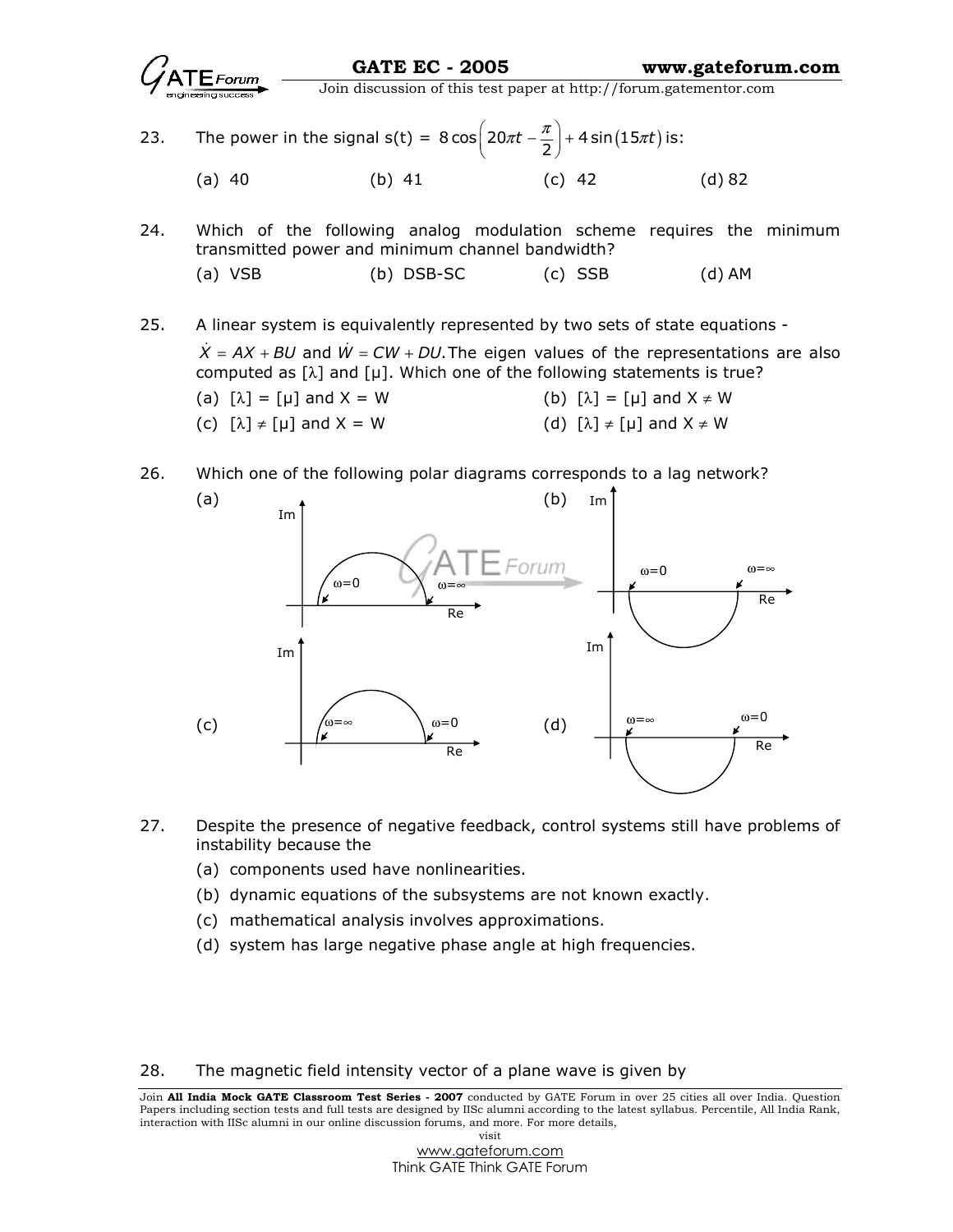23. The power in the signal $s(t) = 8\cos\left(20\pi t - \frac{\pi}{2}\right) + 4\sin(15\pi t)$ is:

(a) 40 (b) 41 (c) 42 (d) 82

24. Which of the following analog modulation scheme requires the minimum transmitted power and minimum channel bandwidth?

(a) VSB (b) DSB-SC (c) SSB (d) AM

25. A linear system is equivalently represented by two sets of state equations - $\dot{X} = AX + BU$ and $\dot{W} = CW + DU$. The eigen values of the representations are also computed as [λ] and [μ]. Which one of the following statements is true?

(a) [λ] = [μ] and X = W
(b) [λ] = [μ] and X ≠ W
(c) [λ] ≠ [μ] and X = W
(d) [λ] ≠ [μ] and X ≠ W

26. Which one of the following polar diagrams corresponds to a lag network?

(a) (b) (c) (d)

27. Despite the presence of negative feedback, control systems still have problems of instability because the

(a) components used have nonlinearities.
(b) dynamic equations of the subsystems are not known exactly.
(c) mathematical analysis involves approximations.
(d) system has large negative phase angle at high frequencies.

28. The magnetic field intensity vector of a plane wave is given by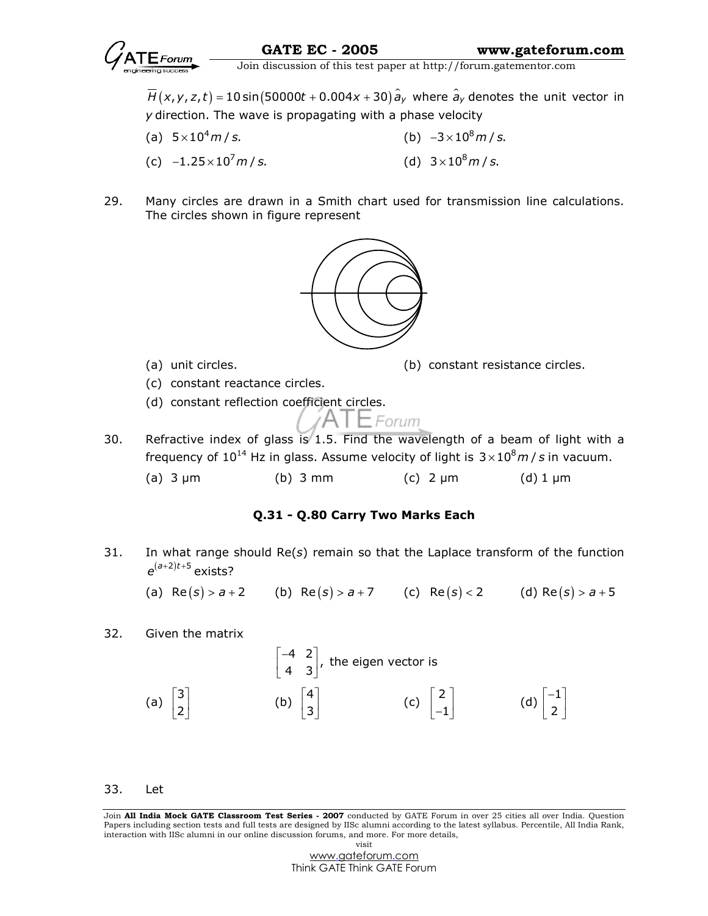$\overline{H}(x,y,z,t) = 10\sin(50000t + 0.004x + 30)\hat{a}_y$ where $\hat{a}_y$ denotes the unit vector in $y$ direction. The wave is propagating with a phase velocity

(a) $5 \times 10^4 m/s$.
(b) $-3 \times 10^8 m/s$.
(c) $-1.25 \times 10^7 m/s$.
(d) $3 \times 10^8 m/s$.

29. Many circles are drawn in a Smith chart used for transmission line calculations. The circles shown in figure represent

(a) unit circles.
(b) constant resistance circles.
(c) constant reactance circles.
(d) constant reflection coefficient circles.

30. Refractive index of glass is 1.5. Find the wavelength of a beam of light with a frequency of $10^{14}$ Hz in glass. Assume velocity of light is $3 \times 10^8 m/s$ in vacuum.

(a) 3 μm
(b) 3 mm
(c) 2 μm
(d) 1 μm

**Q.31 - Q.80 Carry Two Marks Each**

31. In what range should Re($s$) remain so that the Laplace transform of the function $e^{(a+2)t+5}$ exists?

(a) $\text{Re}(s) > a+2$
(b) $\text{Re}(s) > a+7$
(c) $\text{Re}(s) < 2$
(d) $\text{Re}(s) > a+5$

32. Given the matrix

$$\begin{bmatrix} -4 & 2 \\ 4 & 3 \end{bmatrix},$$ the eigen vector is

(a) $\begin{bmatrix} 3 \\ 2 \end{bmatrix}$
(b) $\begin{bmatrix} 4 \\ 3 \end{bmatrix}$
(c) $\begin{bmatrix} 2 \\ -1 \end{bmatrix}$
(d) $\begin{bmatrix} -1 \\ 2 \end{bmatrix}$

33. Let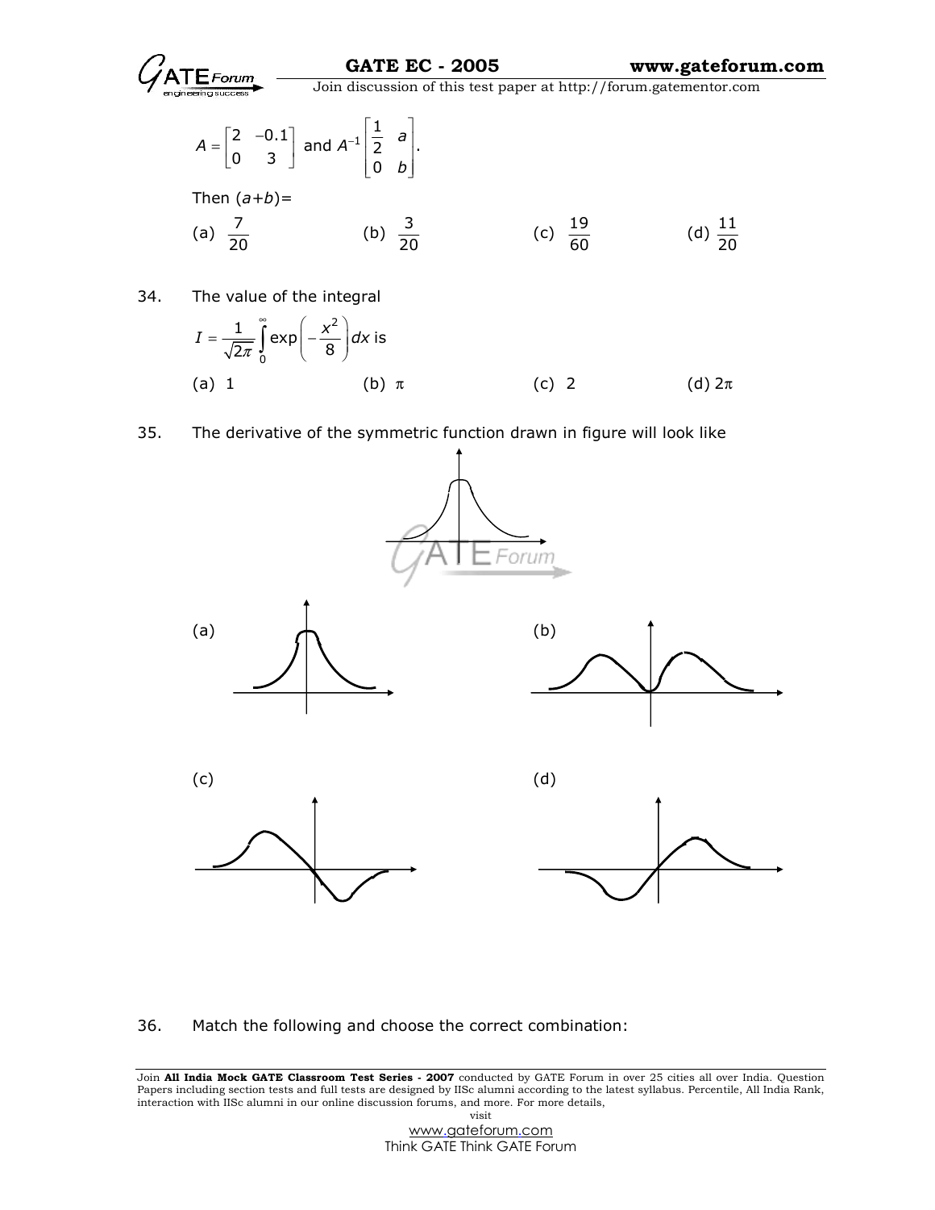$A = \begin{bmatrix} 2 & -0.1 \\ 0 & 3 \end{bmatrix}$ and $A^{-1} \begin{bmatrix} \frac{1}{2} & a \\ 0 & b \end{bmatrix}$.

Then $(a+b)=$

(a) $\frac{7}{20}$  (b) $\frac{3}{20}$  (c) $\frac{19}{60}$  (d) $\frac{11}{20}$

34. The value of the integral

$$I = \frac{1}{\sqrt{2\pi}} \int_0^{\infty} \exp\left(-\frac{x^2}{8}\right) dx \text{ is}$$

(a) 1  (b) $\pi$  (c) 2  (d) $2\pi$

35. The derivative of the symmetric function drawn in figure will look like

(a)  (b)

(c)  (d)

36. Match the following and choose the correct combination: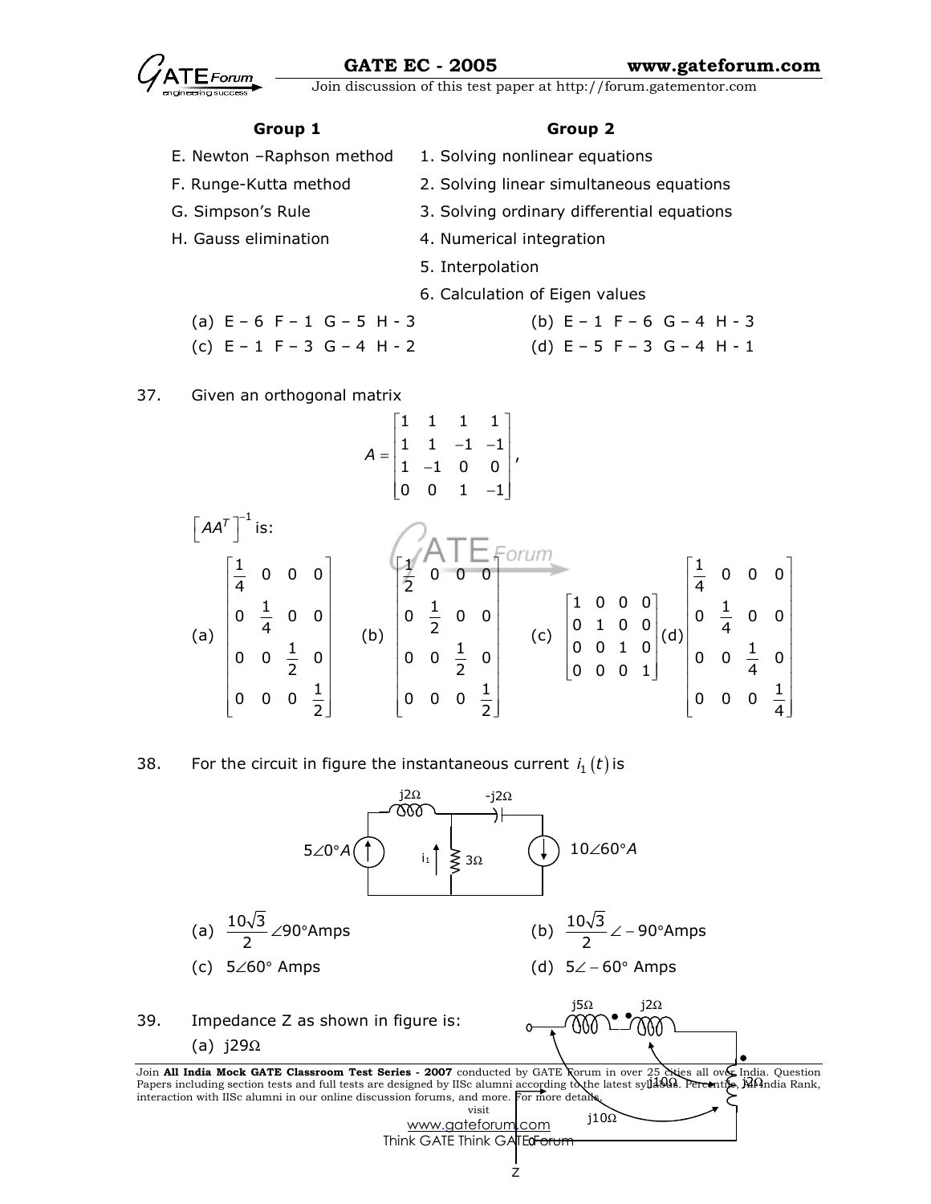| Group 1 | Group 2 |
|---|---|
| E. Newton –Raphson method | 1. Solving nonlinear equations |
| F. Runge-Kutta method | 2. Solving linear simultaneous equations |
| G. Simpson's Rule | 3. Solving ordinary differential equations |
| H. Gauss elimination | 4. Numerical integration |
| | 5. Interpolation |
| | 6. Calculation of Eigen values |

(a) E – 6 F – 1 G – 5 H - 3 (b) E – 1 F – 6 G – 4 H - 3

(c) E – 1 F – 3 G – 4 H - 2 (d) E – 5 F – 3 G – 4 H - 1

37. Given an orthogonal matrix

$$A = \begin{bmatrix} 1 & 1 & 1 & 1 \\ 1 & 1 & -1 & -1 \\ 1 & -1 & 0 & 0 \\ 0 & 0 & 1 & -1 \end{bmatrix},$$

$\left[AA^T\right]^{-1}$ is:

(a) $\begin{bmatrix} \frac{1}{4} & 0 & 0 & 0 \\ 0 & \frac{1}{4} & 0 & 0 \\ 0 & 0 & \frac{1}{2} & 0 \\ 0 & 0 & 0 & \frac{1}{2} \end{bmatrix}$ (b) $\begin{bmatrix} \frac{1}{2} & 0 & 0 & 0 \\ 0 & \frac{1}{2} & 0 & 0 \\ 0 & 0 & \frac{1}{2} & 0 \\ 0 & 0 & 0 & \frac{1}{2} \end{bmatrix}$ (c) $\begin{bmatrix} 1 & 0 & 0 & 0 \\ 0 & 1 & 0 & 0 \\ 0 & 0 & 1 & 0 \\ 0 & 0 & 0 & 1 \end{bmatrix}$ (d) $\begin{bmatrix} \frac{1}{4} & 0 & 0 & 0 \\ 0 & \frac{1}{4} & 0 & 0 \\ 0 & 0 & \frac{1}{4} & 0 \\ 0 & 0 & 0 & \frac{1}{4} \end{bmatrix}$

38. For the circuit in figure the instantaneous current $i_1(t)$ is

j2Ω -j2Ω

$5\angle 0° A$ $i_1$ 3Ω $10\angle 60° A$

(a) $\frac{10\sqrt{3}}{2}\angle 90°$Amps (b) $\frac{10\sqrt{3}}{2}\angle -90°$Amps

(c) $5\angle 60°$ Amps (d) $5\angle -60°$ Amps

39. Impedance Z as shown in figure is:

(a) j29Ω

j5Ω j2Ω j10Ω j2Ω j10Ω Z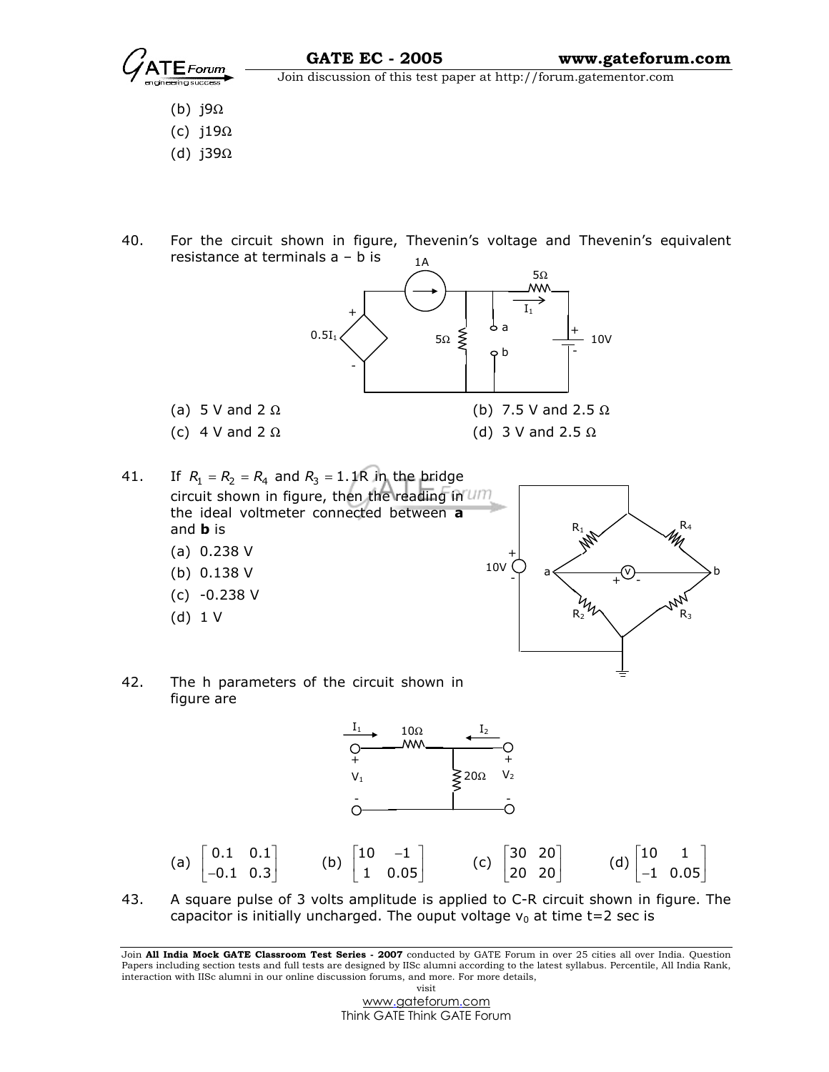(b) j9Ω

(c) j19Ω

(d) j39Ω

40. For the circuit shown in figure, Thevenin's voltage and Thevenin's equivalent resistance at terminals a – b is

(a) 5 V and 2 Ω

(b) 7.5 V and 2.5 Ω

(c) 4 V and 2 Ω

(d) 3 V and 2.5 Ω

41. If $R_1 = R_2 = R_4$ and $R_3 = 1.1R$ in the bridge circuit shown in figure, then the reading in the ideal voltmeter connected between **a** and **b** is

(a) 0.238 V

(b) 0.138 V

(c) -0.238 V

(d) 1 V

42. The h parameters of the circuit shown in figure are

(a) $\begin{bmatrix} 0.1 & 0.1 \\ -0.1 & 0.3 \end{bmatrix}$ (b) $\begin{bmatrix} 10 & -1 \\ 1 & 0.05 \end{bmatrix}$ (c) $\begin{bmatrix} 30 & 20 \\ 20 & 20 \end{bmatrix}$ (d) $\begin{bmatrix} 10 & 1 \\ -1 & 0.05 \end{bmatrix}$

43. A square pulse of 3 volts amplitude is applied to C-R circuit shown in figure. The capacitor is initially uncharged. The ouput voltage $v_0$ at time t=2 sec is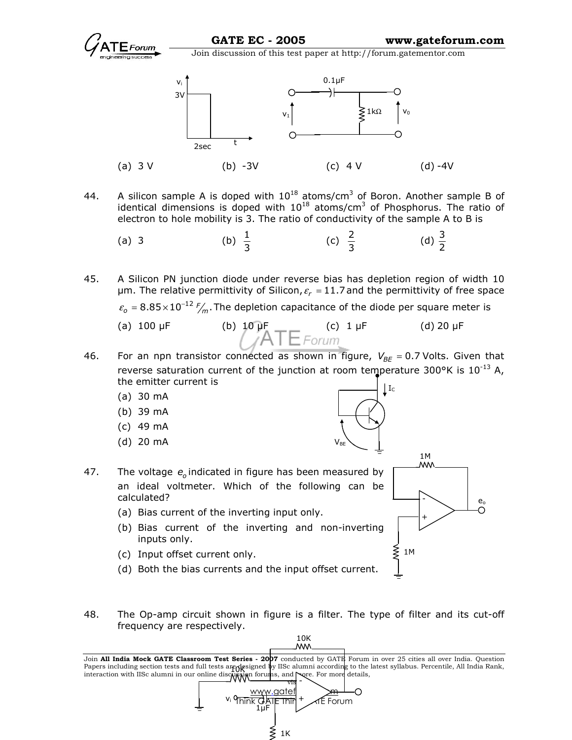(a) 3 V (b) -3V (c) 4 V (d) -4V

44. A silicon sample A is doped with $10^{18}$ atoms/cm$^3$ of Boron. Another sample B of identical dimensions is doped with $10^{18}$ atoms/cm$^3$ of Phosphorus. The ratio of electron to hole mobility is 3. The ratio of conductivity of the sample A to B is

(a) 3 (b) $\frac{1}{3}$ (c) $\frac{2}{3}$ (d) $\frac{3}{2}$

45. A Silicon PN junction diode under reverse bias has depletion region of width 10 μm. The relative permittivity of Silicon, $\varepsilon_r = 11.7$ and the permittivity of free space $\varepsilon_o = 8.85 \times 10^{-12}\ F/m$. The depletion capacitance of the diode per square meter is

(a) 100 μF (b) 10 μF (c) 1 μF (d) 20 μF

46. For an npn transistor connected as shown in figure, $V_{BE} = 0.7$ Volts. Given that reverse saturation current of the junction at room temperature 300°K is $10^{-13}$ A, the emitter current is

(a) 30 mA
(b) 39 mA
(c) 49 mA
(d) 20 mA

47. The voltage $e_o$ indicated in figure has been measured by an ideal voltmeter. Which of the following can be calculated?

(a) Bias current of the inverting input only.
(b) Bias current of the inverting and non-inverting inputs only.
(c) Input offset current only.
(d) Both the bias currents and the input offset current.

48. The Op-amp circuit shown in figure is a filter. The type of filter and its cut-off frequency are respectively.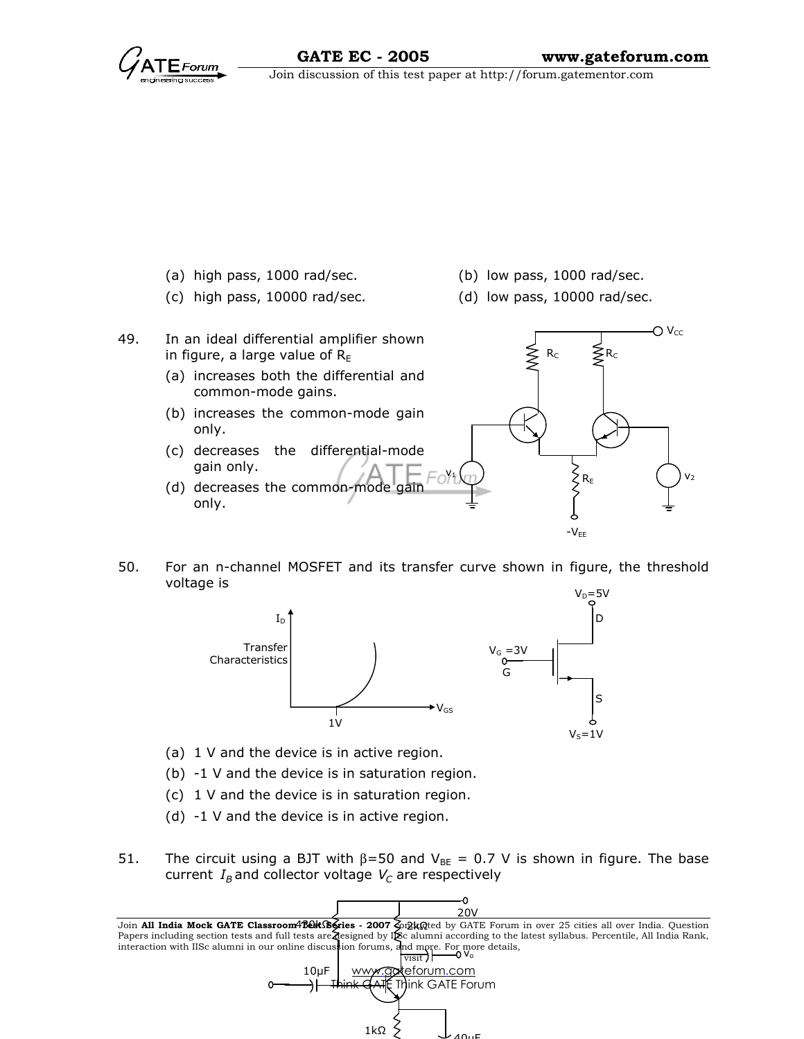(a) high pass, 1000 rad/sec. (b) low pass, 1000 rad/sec.

(c) high pass, 10000 rad/sec. (d) low pass, 10000 rad/sec.

49. In an ideal differential amplifier shown in figure, a large value of $R_E$

(a) increases both the differential and common-mode gains.

(b) increases the common-mode gain only.

(c) decreases the differential-mode gain only.

(d) decreases the common-mode gain only.

50. For an n-channel MOSFET and its transfer curve shown in figure, the threshold voltage is

(a) 1 V and the device is in active region.

(b) -1 V and the device is in saturation region.

(c) 1 V and the device is in saturation region.

(d) -1 V and the device is in active region.

51. The circuit using a BJT with β=50 and $V_{BE}$ = 0.7 V is shown in figure. The base current $I_B$ and collector voltage $V_C$ are respectively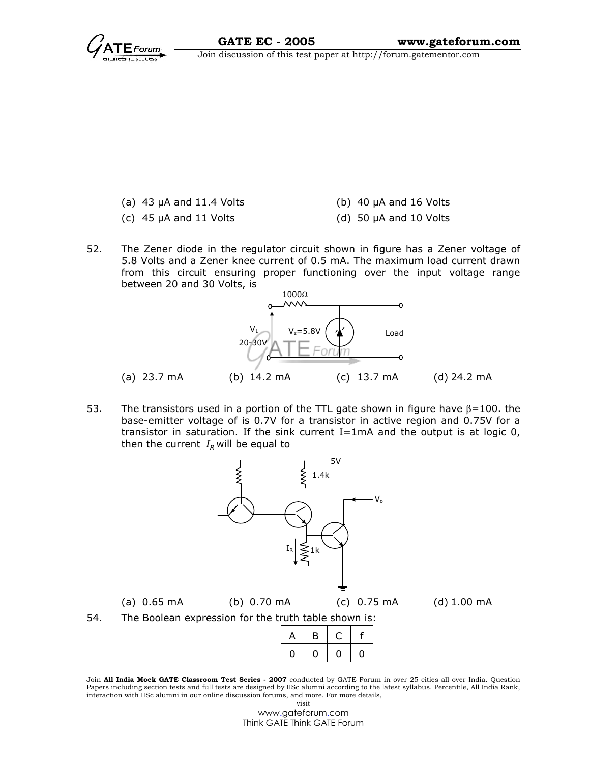(a) 43 μA and 11.4 Volts

(b) 40 μA and 16 Volts

(c) 45 μA and 11 Volts

(d) 50 μA and 10 Volts

52. The Zener diode in the regulator circuit shown in figure has a Zener voltage of 5.8 Volts and a Zener knee current of 0.5 mA. The maximum load current drawn from this circuit ensuring proper functioning over the input voltage range between 20 and 30 Volts, is

(a) 23.7 mA (b) 14.2 mA (c) 13.7 mA (d) 24.2 mA

53. The transistors used in a portion of the TTL gate shown in figure have $\beta=100$. the base-emitter voltage of is 0.7V for a transistor in active region and 0.75V for a transistor in saturation. If the sink current I=1mA and the output is at logic 0, then the current $I_R$ will be equal to

(a) 0.65 mA (b) 0.70 mA (c) 0.75 mA (d) 1.00 mA

54. The Boolean expression for the truth table shown is:

| A | B | C | f |
|---|---|---|---|
| 0 | 0 | 0 | 0 |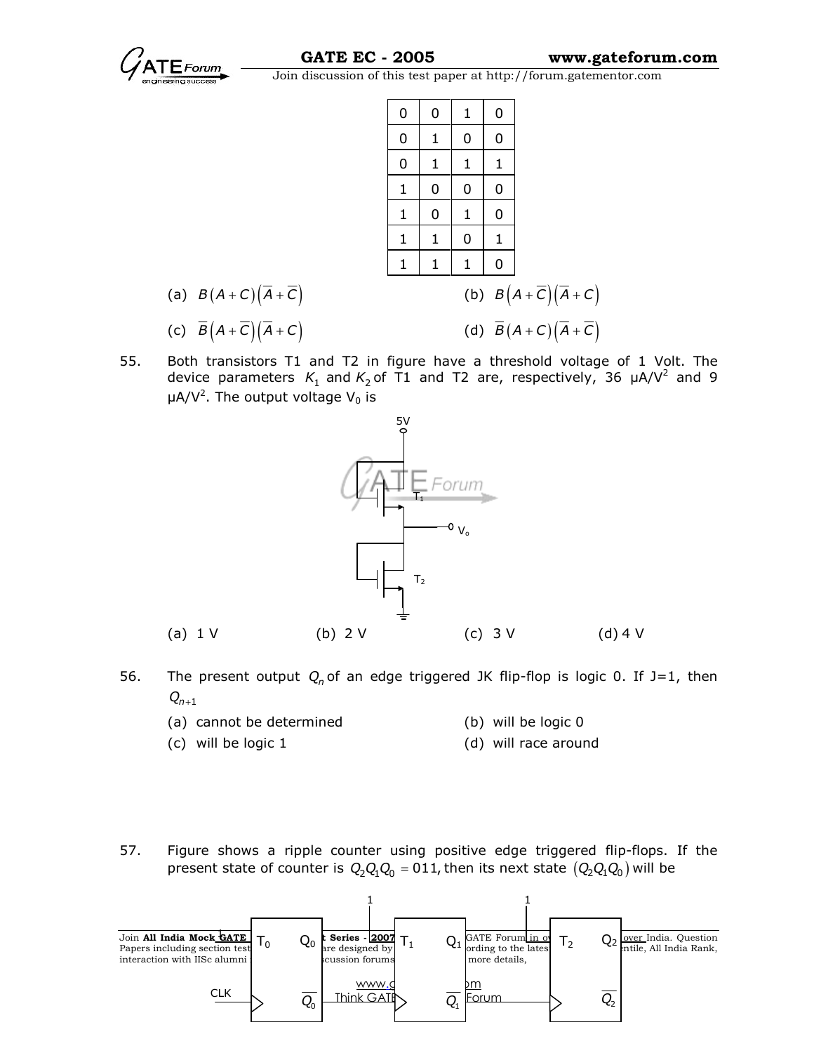| | | | |
|---|---|---|---|
| 0 | 0 | 1 | 0 |
| 0 | 1 | 0 | 0 |
| 0 | 1 | 1 | 1 |
| 1 | 0 | 0 | 0 |
| 1 | 0 | 1 | 0 |
| 1 | 1 | 0 | 1 |
| 1 | 1 | 1 | 0 |

(a) $B\left(A+C\right)\left(\overline{A}+\overline{C}\right)$

(b) $B\left(A+\overline{C}\right)\left(\overline{A}+C\right)$

(c) $\overline{B}\left(A+\overline{C}\right)\left(\overline{A}+C\right)$

(d) $\overline{B}\left(A+C\right)\left(\overline{A}+\overline{C}\right)$

55. Both transistors T1 and T2 in figure have a threshold voltage of 1 Volt. The device parameters $K_1$ and $K_2$ of T1 and T2 are, respectively, 36 μA/V$^2$ and 9 μA/V$^2$. The output voltage $V_0$ is

(a) 1 V (b) 2 V (c) 3 V (d) 4 V

56. The present output $Q_n$ of an edge triggered JK flip-flop is logic 0. If J=1, then $Q_{n+1}$

(a) cannot be determined

(b) will be logic 0

(c) will be logic 1

(d) will race around

57. Figure shows a ripple counter using positive edge triggered flip-flops. If the present state of counter is $Q_2Q_1Q_0 = 011$, then its next state $\left(Q_2Q_1Q_0\right)$ will be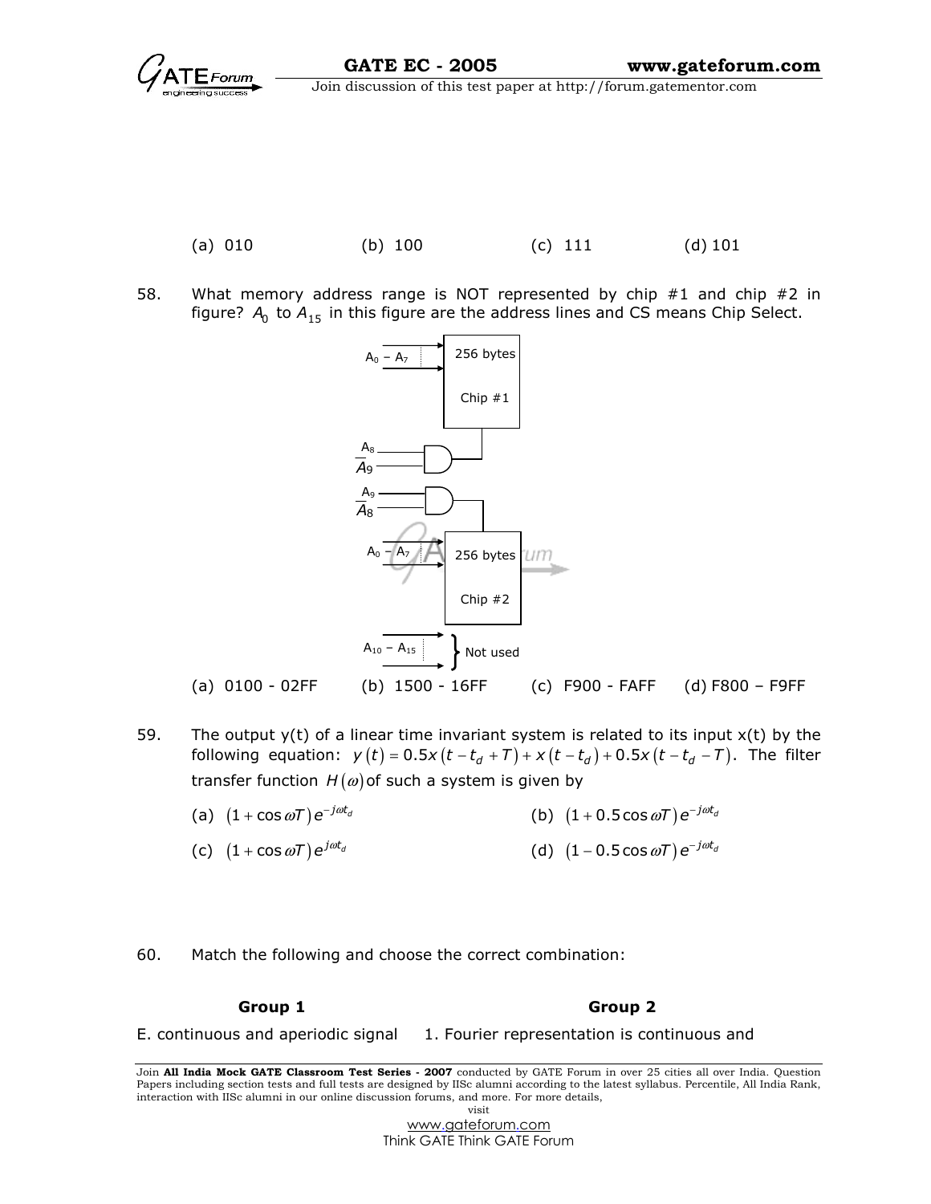(a) 010 (b) 100 (c) 111 (d) 101

58. What memory address range is NOT represented by chip #1 and chip #2 in figure? $A_0$ to $A_{15}$ in this figure are the address lines and CS means Chip Select.

(a) 0100 - 02FF (b) 1500 - 16FF (c) F900 - FAFF (d) F800 – F9FF

59. The output y(t) of a linear time invariant system is related to its input x(t) by the following equation: $y(t) = 0.5x(t - t_d + T) + x(t - t_d) + 0.5x(t - t_d - T)$. The filter transfer function $H(\omega)$ of such a system is given by

(a) $(1 + \cos \omega T) e^{-j\omega t_d}$

(b) $(1 + 0.5\cos \omega T) e^{-j\omega t_d}$

(c) $(1 + \cos \omega T) e^{j\omega t_d}$

(d) $(1 - 0.5\cos \omega T) e^{-j\omega t_d}$

60. Match the following and choose the correct combination:

| Group 1 | Group 2 |
|---|---|
| E. continuous and aperiodic signal | 1. Fourier representation is continuous and |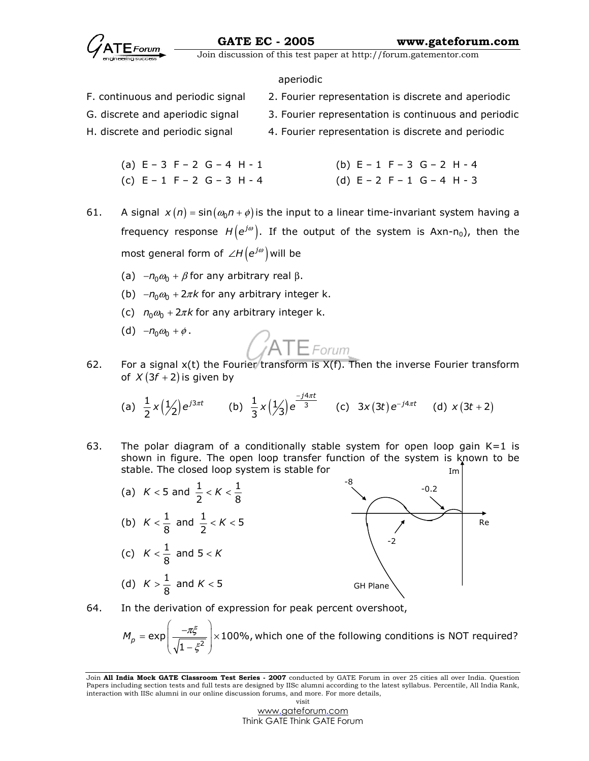aperiodic

F. continuous and periodic signal     2. Fourier representation is discrete and aperiodic

G. discrete and aperiodic signal     3. Fourier representation is continuous and periodic

H. discrete and periodic signal     4. Fourier representation is discrete and periodic

(a) E – 3 F – 2 G – 4 H - 1     (b) E – 1 F – 3 G – 2 H - 4

(c) E – 1 F – 2 G – 3 H - 4     (d) E – 2 F – 1 G – 4 H - 3

61. A signal $x(n) = \sin(\omega_0 n + \phi)$ is the input to a linear time-invariant system having a frequency response $H(e^{j\omega})$. If the output of the system is Axn-n0), then the most general form of $\angle H(e^{j\omega})$ will be

(a) $-n_0\omega_0 + \beta$ for any arbitrary real β.

(b) $-n_0\omega_0 + 2\pi k$ for any arbitrary integer k.

(c) $n_0\omega_0 + 2\pi k$ for any arbitrary integer k.

(d) $-n_0\omega_0 + \phi$.

62. For a signal x(t) the Fourier transform is X(f). Then the inverse Fourier transform of $X(3f+2)$ is given by

(a) $\frac{1}{2}x\left(\frac{1}{2}\right)e^{j3\pi t}$     (b) $\frac{1}{3}x\left(\frac{1}{3}\right)e^{\frac{-j4\pi t}{3}}$     (c) $3x(3t)e^{-j4\pi t}$     (d) $x(3t+2)$

63. The polar diagram of a conditionally stable system for open loop gain K=1 is shown in figure. The open loop transfer function of the system is known to be stable. The closed loop system is stable for

(a) $K < 5$ and $\frac{1}{2} < K < \frac{1}{8}$

(b) $K < \frac{1}{8}$ and $\frac{1}{2} < K < 5$

(c) $K < \frac{1}{8}$ and $5 < K$

(d) $K > \frac{1}{8}$ and $K < 5$

64. In the derivation of expression for peak percent overshoot,

$$M_p = \exp\left(\frac{-\pi\xi}{\sqrt{1-\xi^2}}\right) \times 100\%,$$ which one of the following conditions is NOT required?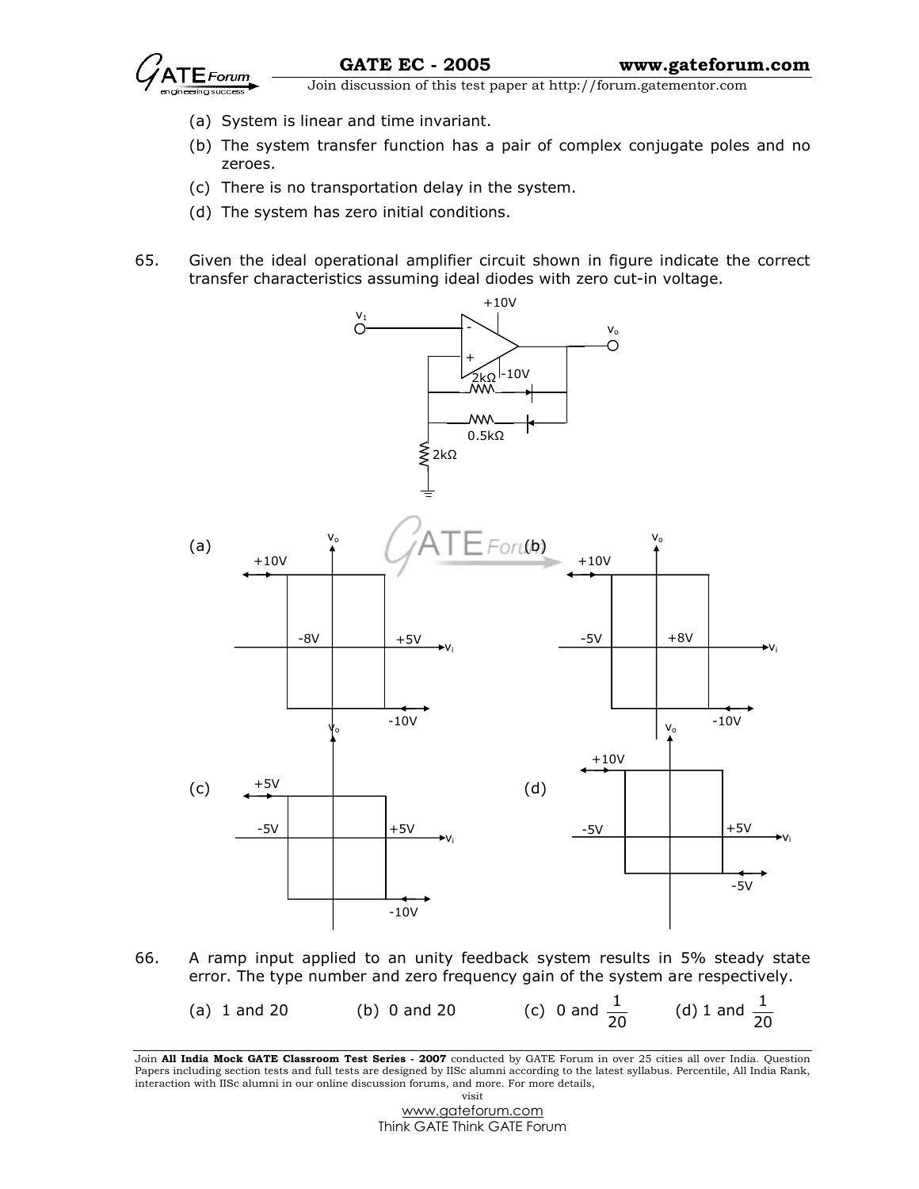(a) System is linear and time invariant.

(b) The system transfer function has a pair of complex conjugate poles and no zeroes.

(c) There is no transportation delay in the system.

(d) The system has zero initial conditions.

65. Given the ideal operational amplifier circuit shown in figure indicate the correct transfer characteristics assuming ideal diodes with zero cut-in voltage.

(a) Hysteresis loop: output levels +10V and -10V; switching thresholds at -8V and +5V.

(b) Hysteresis loop: output levels +10V and -10V; switching thresholds at -5V and +8V.

(c) Hysteresis loop: output levels +5V and -10V; switching thresholds at -5V and +5V.

(d) Hysteresis loop: output levels +10V and -5V; switching thresholds at -5V and +5V.

66. A ramp input applied to an unity feedback system results in 5% steady state error. The type number and zero frequency gain of the system are respectively.

(a) 1 and 20 (b) 0 and 20 (c) 0 and $\frac{1}{20}$ (d) 1 and $\frac{1}{20}$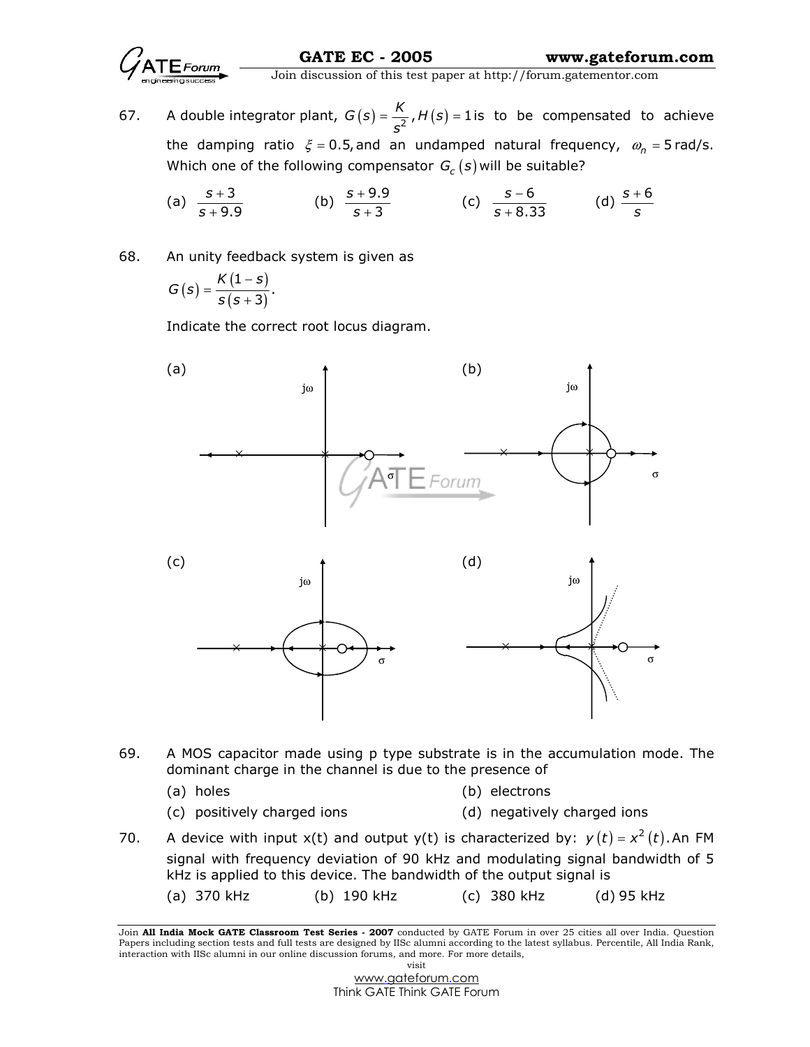67. A double integrator plant, $G(s) = \frac{K}{s^2}, H(s) = 1$ is to be compensated to achieve the damping ratio $\xi = 0.5$, and an undamped natural frequency, $\omega_n = 5$ rad/s. Which one of the following compensator $G_c(s)$ will be suitable?

(a) $\frac{s+3}{s+9.9}$ (b) $\frac{s+9.9}{s+3}$ (c) $\frac{s-6}{s+8.33}$ (d) $\frac{s+6}{s}$

68. An unity feedback system is given as

$$G(s) = \frac{K(1-s)}{s(s+3)}.$$

Indicate the correct root locus diagram.

(a)

(b)

(c)

(d)

69. A MOS capacitor made using p type substrate is in the accumulation mode. The dominant charge in the channel is due to the presence of

(a) holes (b) electrons

(c) positively charged ions (d) negatively charged ions

70. A device with input x(t) and output y(t) is characterized by: $y(t) = x^2(t)$. An FM signal with frequency deviation of 90 kHz and modulating signal bandwidth of 5 kHz is applied to this device. The bandwidth of the output signal is

(a) 370 kHz (b) 190 kHz (c) 380 kHz (d) 95 kHz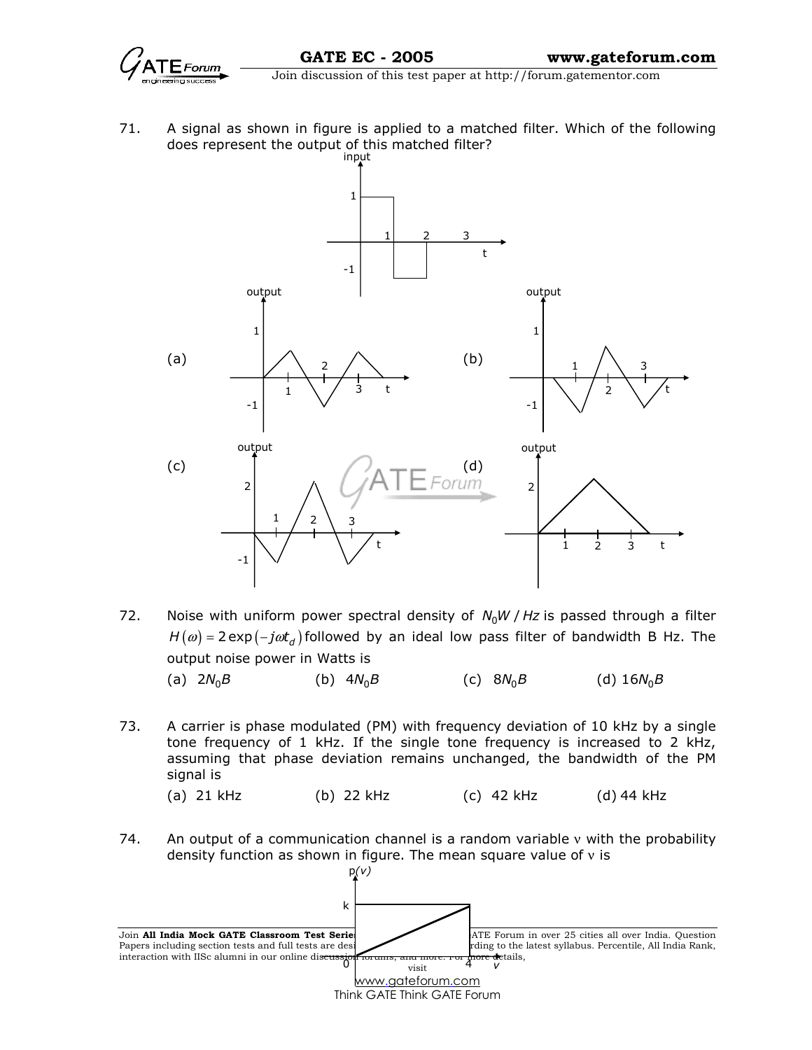71. A signal as shown in figure is applied to a matched filter. Which of the following does represent the output of this matched filter?

(a)

(b)

(c)

(d)

72. Noise with uniform power spectral density of $N_0 W/Hz$ is passed through a filter $H(\omega) = 2\exp(-j\omega t_d)$ followed by an ideal low pass filter of bandwidth B Hz. The output noise power in Watts is

(a) $2N_0B$ (b) $4N_0B$ (c) $8N_0B$ (d) $16N_0B$

73. A carrier is phase modulated (PM) with frequency deviation of 10 kHz by a single tone frequency of 1 kHz. If the single tone frequency is increased to 2 kHz, assuming that phase deviation remains unchanged, the bandwidth of the PM signal is

(a) 21 kHz (b) 22 kHz (c) 42 kHz (d) 44 kHz

74. An output of a communication channel is a random variable $v$ with the probability density function as shown in figure. The mean square value of $v$ is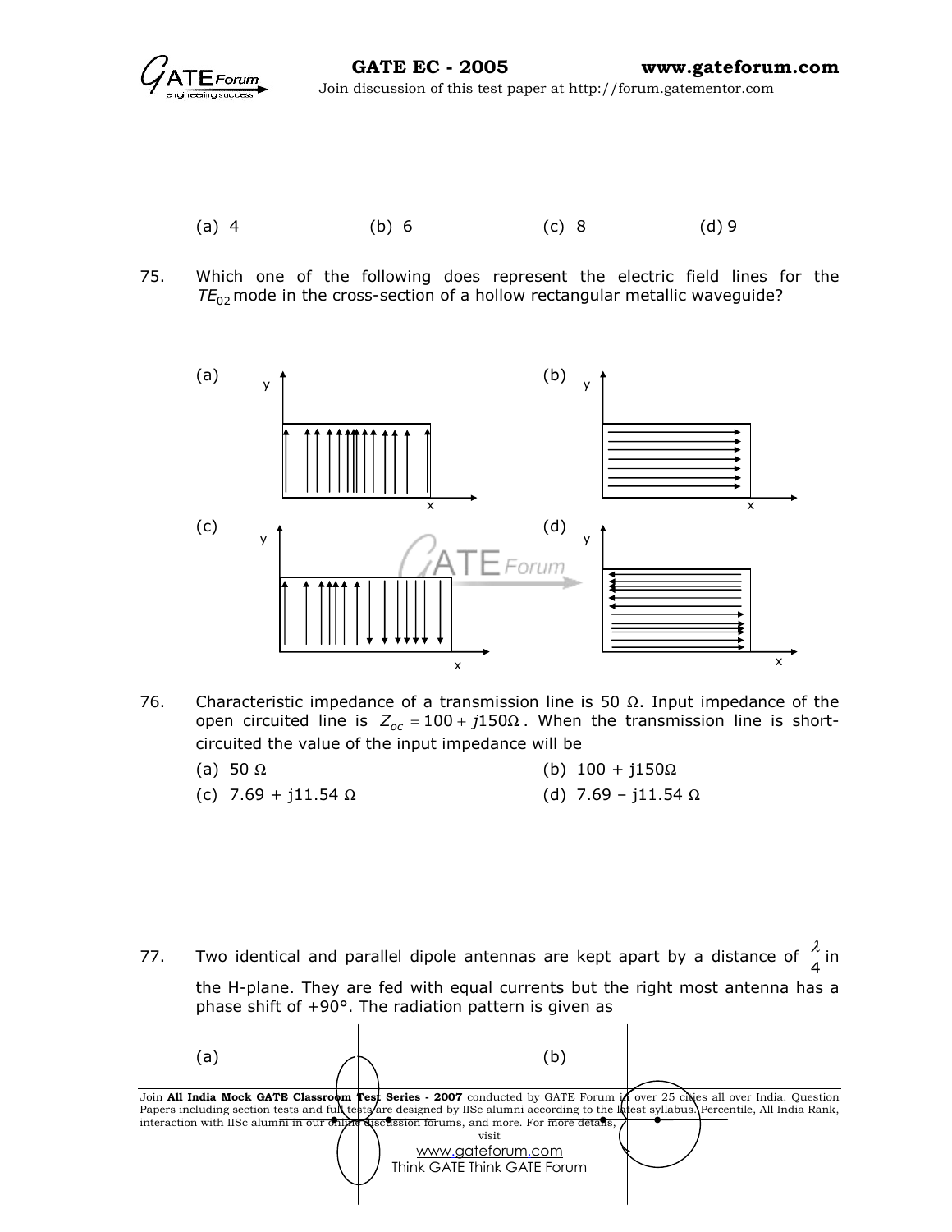(a) 4 (b) 6 (c) 8 (d) 9

75. Which one of the following does represent the electric field lines for the $TE_{02}$ mode in the cross-section of a hollow rectangular metallic waveguide?

(a)

(b)

(c)

(d)

76. Characteristic impedance of a transmission line is 50 Ω. Input impedance of the open circuited line is $Z_{oc} = 100 + j150\Omega$. When the transmission line is short-circuited the value of the input impedance will be

(a) 50 Ω
(b) 100 + j150Ω
(c) 7.69 + j11.54 Ω
(d) 7.69 – j11.54 Ω

77. Two identical and parallel dipole antennas are kept apart by a distance of $\frac{\lambda}{4}$ in the H-plane. They are fed with equal currents but the right most antenna has a phase shift of +90°. The radiation pattern is given as

(a)

(b)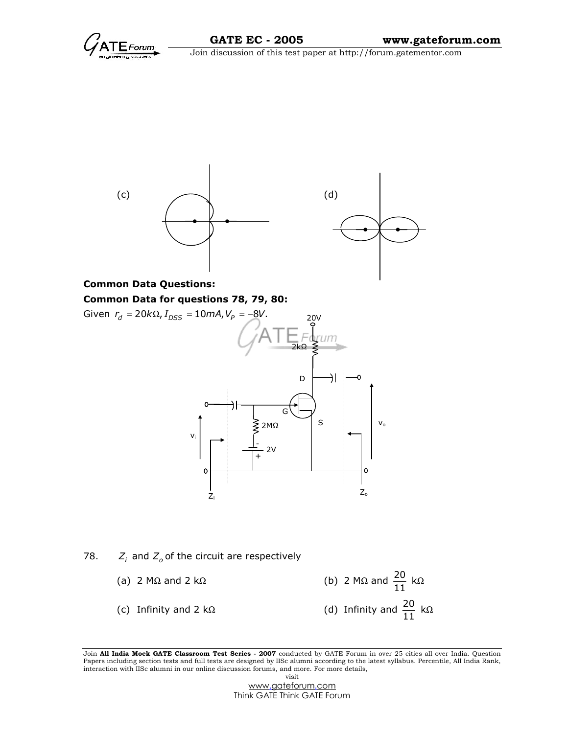(c)

(d)

**Common Data Questions:**

**Common Data for questions 78, 79, 80:**

Given $r_d = 20k\Omega, I_{DSS} = 10mA, V_P = -8V$.

78. $Z_i$ and $Z_o$ of the circuit are respectively

(a) 2 MΩ and 2 kΩ

(b) 2 MΩ and $\frac{20}{11}$ kΩ

(c) Infinity and 2 kΩ

(d) Infinity and $\frac{20}{11}$ kΩ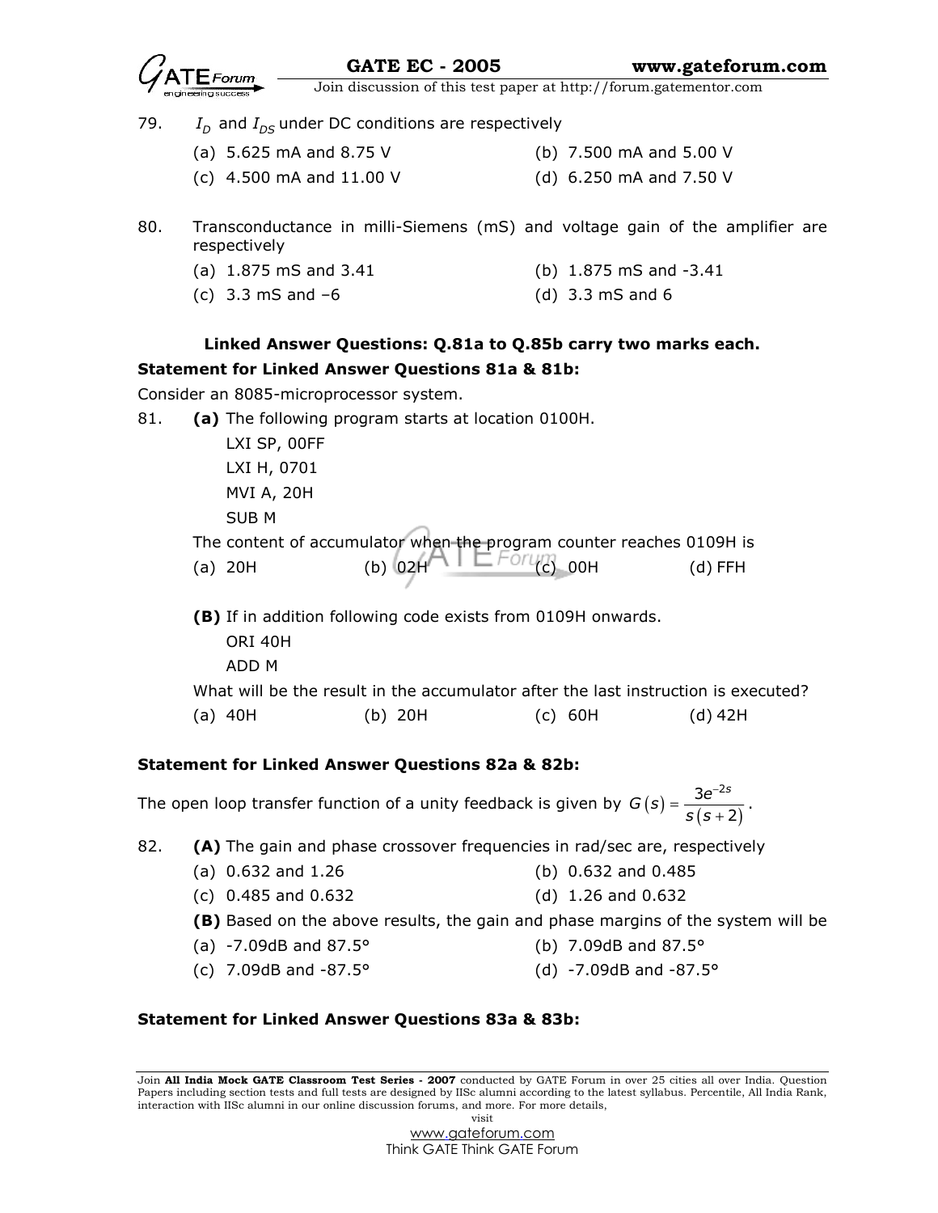79. $I_D$ and $I_{DS}$ under DC conditions are respectively

(a) 5.625 mA and 8.75 V (b) 7.500 mA and 5.00 V

(c) 4.500 mA and 11.00 V (d) 6.250 mA and 7.50 V

80. Transconductance in milli-Siemens (mS) and voltage gain of the amplifier are respectively

(a) 1.875 mS and 3.41 (b) 1.875 mS and -3.41

(c) 3.3 mS and –6 (d) 3.3 mS and 6

**Linked Answer Questions: Q.81a to Q.85b carry two marks each.**

**Statement for Linked Answer Questions 81a & 81b:**

Consider an 8085-microprocessor system.

81. **(a)** The following program starts at location 0100H.

```
LXI SP, 00FF
LXI H, 0701
MVI A, 20H
SUB M
```

The content of accumulator when the program counter reaches 0109H is

(a) 20H (b) 02H (c) 00H (d) FFH

**(B)** If in addition following code exists from 0109H onwards.

```
ORI 40H
ADD M
```

What will be the result in the accumulator after the last instruction is executed?

(a) 40H (b) 20H (c) 60H (d) 42H

**Statement for Linked Answer Questions 82a & 82b:**

The open loop transfer function of a unity feedback is given by $G(s) = \dfrac{3e^{-2s}}{s(s+2)}$.

82. **(A)** The gain and phase crossover frequencies in rad/sec are, respectively

(a) 0.632 and 1.26 (b) 0.632 and 0.485

(c) 0.485 and 0.632 (d) 1.26 and 0.632

**(B)** Based on the above results, the gain and phase margins of the system will be

(a) -7.09dB and 87.5° (b) 7.09dB and 87.5°

(c) 7.09dB and -87.5° (d) -7.09dB and -87.5°

**Statement for Linked Answer Questions 83a & 83b:**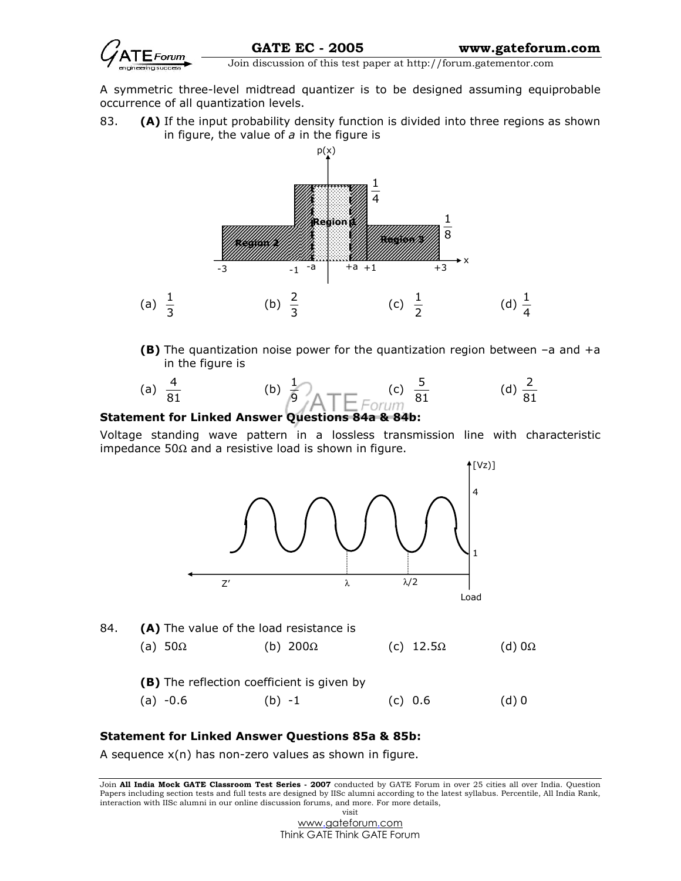A symmetric three-level midtread quantizer is to be designed assuming equiprobable occurrence of all quantization levels.

83. **(A)** If the input probability density function is divided into three regions as shown in figure, the value of *a* in the figure is

(a) $\frac{1}{3}$ (b) $\frac{2}{3}$ (c) $\frac{1}{2}$ (d) $\frac{1}{4}$

**(B)** The quantization noise power for the quantization region between –a and +a in the figure is

(a) $\frac{4}{81}$ (b) $\frac{1}{9}$ (c) $\frac{5}{81}$ (d) $\frac{2}{81}$

**Statement for Linked Answer Questions 84a & 84b:**

Voltage standing wave pattern in a lossless transmission line with characteristic impedance 50Ω and a resistive load is shown in figure.

84. **(A)** The value of the load resistance is

(a) 50Ω (b) 200Ω (c) 12.5Ω (d) 0Ω

**(B)** The reflection coefficient is given by

(a) -0.6 (b) -1 (c) 0.6 (d) 0

**Statement for Linked Answer Questions 85a & 85b:**

A sequence x(n) has non-zero values as shown in figure.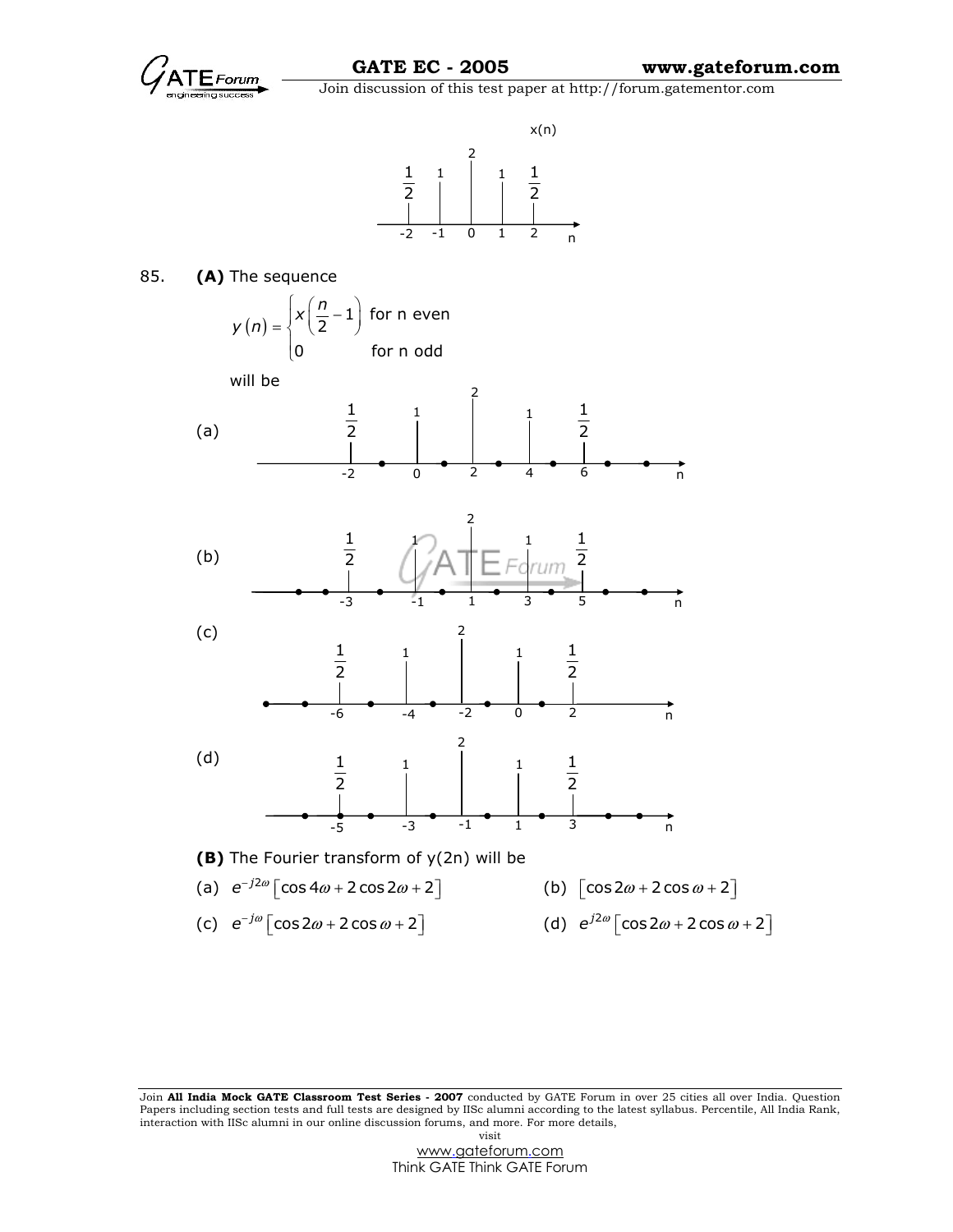x(n)

2

$\frac{1}{2}$ 1 1 $\frac{1}{2}$

-2 -1 0 1 2 n

85. **(A)** The sequence

$$y(n) = \begin{cases} x\left(\frac{n}{2} - 1\right) & \text{for n even} \\ 0 & \text{for n odd} \end{cases}$$

will be

(a)

$\frac{1}{2}$ 1 2 1 $\frac{1}{2}$

-2 0 2 4 6 n

(b)

$\frac{1}{2}$ 1 2 1 $\frac{1}{2}$

-3 -1 1 3 5 n

(c)

$\frac{1}{2}$ 1 2 1 $\frac{1}{2}$

-6 -4 -2 0 2 n

(d)

$\frac{1}{2}$ 1 2 1 $\frac{1}{2}$

-5 -3 -1 1 3 n

**(B)** The Fourier transform of y(2n) will be

(a) $e^{-j2\omega}\left[\cos 4\omega + 2\cos 2\omega + 2\right]$

(b) $\left[\cos 2\omega + 2\cos \omega + 2\right]$

(c) $e^{-j\omega}\left[\cos 2\omega + 2\cos \omega + 2\right]$

(d) $e^{j2\omega}\left[\cos 2\omega + 2\cos \omega + 2\right]$